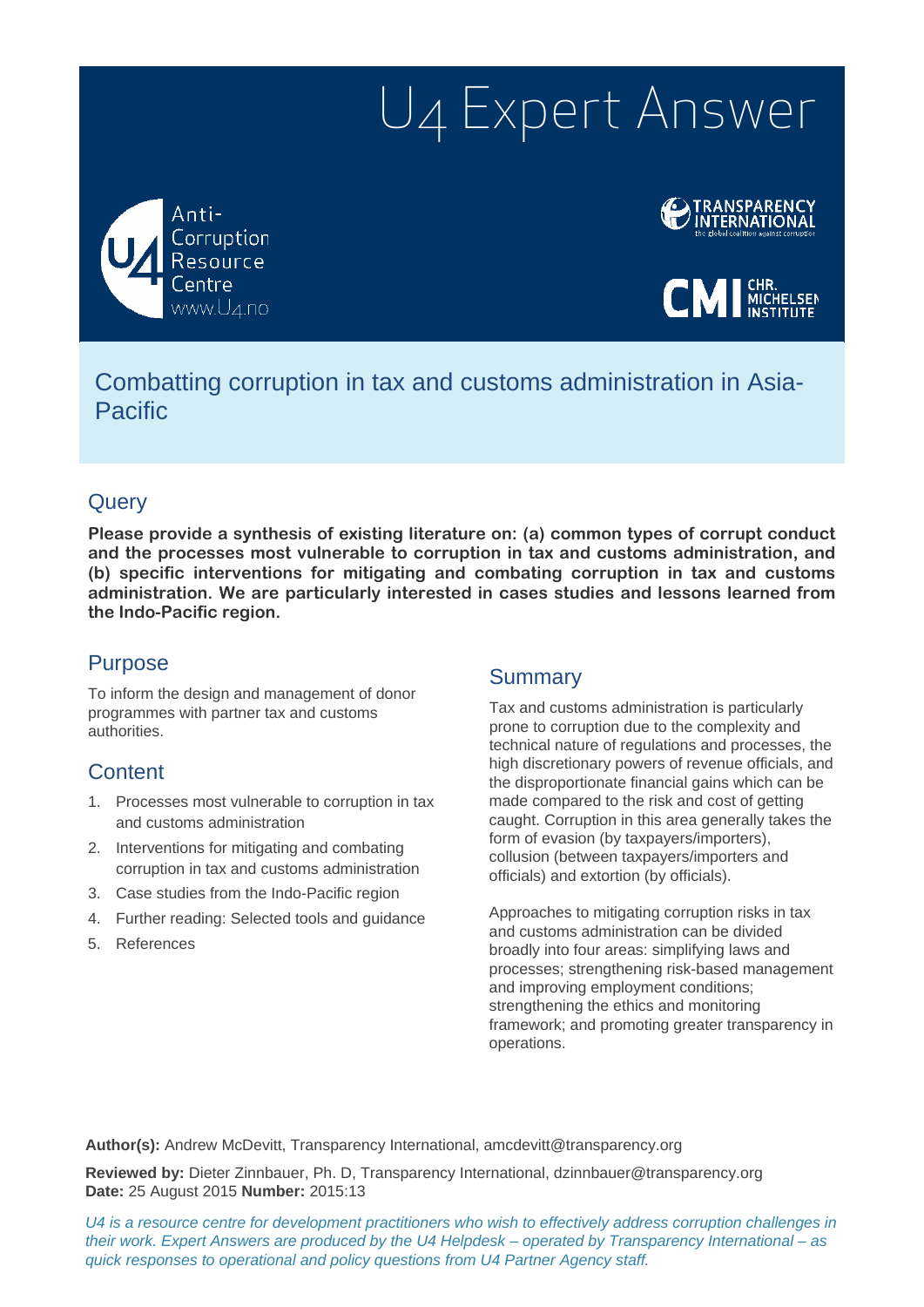# U4 Expert Answer

Anti-Corruption Resource Centre
www.U4.no

TRANSPARENCY INTERNATIONAL
the global coalition against corruption

CMI CHR. MICHELSEN INSTITUTE

## Combatting corruption in tax and customs administration in Asia-Pacific

## Query

**Please provide a synthesis of existing literature on: (a) common types of corrupt conduct and the processes most vulnerable to corruption in tax and customs administration, and (b) specific interventions for mitigating and combating corruption in tax and customs administration. We are particularly interested in cases studies and lessons learned from the Indo-Pacific region.**

## Purpose

To inform the design and management of donor programmes with partner tax and customs authorities.

## Content

1. Processes most vulnerable to corruption in tax and customs administration
2. Interventions for mitigating and combating corruption in tax and customs administration
3. Case studies from the Indo-Pacific region
4. Further reading: Selected tools and guidance
5. References

## Summary

Tax and customs administration is particularly prone to corruption due to the complexity and technical nature of regulations and processes, the high discretionary powers of revenue officials, and the disproportionate financial gains which can be made compared to the risk and cost of getting caught. Corruption in this area generally takes the form of evasion (by taxpayers/importers), collusion (between taxpayers/importers and officials) and extortion (by officials).

Approaches to mitigating corruption risks in tax and customs administration can be divided broadly into four areas: simplifying laws and processes; strengthening risk-based management and improving employment conditions; strengthening the ethics and monitoring framework; and promoting greater transparency in operations.

**Author(s):** Andrew McDevitt, Transparency International, amcdevitt@transparency.org

**Reviewed by:** Dieter Zinnbauer, Ph. D, Transparency International, dzinnbauer@transparency.org
**Date:** 25 August 2015 **Number:** 2015:13

*U4 is a resource centre for development practitioners who wish to effectively address corruption challenges in their work. Expert Answers are produced by the U4 Helpdesk – operated by Transparency International – as quick responses to operational and policy questions from U4 Partner Agency staff.*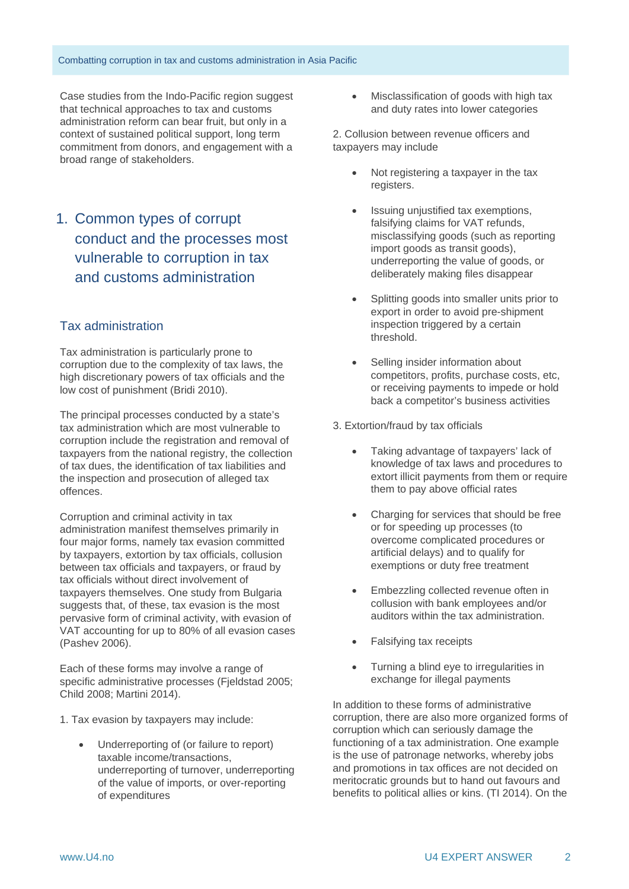Case studies from the Indo-Pacific region suggest that technical approaches to tax and customs administration reform can bear fruit, but only in a context of sustained political support, long term commitment from donors, and engagement with a broad range of stakeholders.

# 1. Common types of corrupt conduct and the processes most vulnerable to corruption in tax and customs administration

## Tax administration

Tax administration is particularly prone to corruption due to the complexity of tax laws, the high discretionary powers of tax officials and the low cost of punishment (Bridi 2010).

The principal processes conducted by a state's tax administration which are most vulnerable to corruption include the registration and removal of taxpayers from the national registry, the collection of tax dues, the identification of tax liabilities and the inspection and prosecution of alleged tax offences.

Corruption and criminal activity in tax administration manifest themselves primarily in four major forms, namely tax evasion committed by taxpayers, extortion by tax officials, collusion between tax officials and taxpayers, or fraud by tax officials without direct involvement of taxpayers themselves. One study from Bulgaria suggests that, of these, tax evasion is the most pervasive form of criminal activity, with evasion of VAT accounting for up to 80% of all evasion cases (Pashev 2006).

Each of these forms may involve a range of specific administrative processes (Fjeldstad 2005; Child 2008; Martini 2014).

1. Tax evasion by taxpayers may include:

- Underreporting of (or failure to report) taxable income/transactions, underreporting of turnover, underreporting of the value of imports, or over-reporting of expenditures
- Misclassification of goods with high tax and duty rates into lower categories

2. Collusion between revenue officers and taxpayers may include

- Not registering a taxpayer in the tax registers.
- Issuing unjustified tax exemptions, falsifying claims for VAT refunds, misclassifying goods (such as reporting import goods as transit goods), underreporting the value of goods, or deliberately making files disappear
- Splitting goods into smaller units prior to export in order to avoid pre-shipment inspection triggered by a certain threshold.
- Selling insider information about competitors, profits, purchase costs, etc, or receiving payments to impede or hold back a competitor's business activities

3. Extortion/fraud by tax officials

- Taking advantage of taxpayers' lack of knowledge of tax laws and procedures to extort illicit payments from them or require them to pay above official rates
- Charging for services that should be free or for speeding up processes (to overcome complicated procedures or artificial delays) and to qualify for exemptions or duty free treatment
- Embezzling collected revenue often in collusion with bank employees and/or auditors within the tax administration.
- Falsifying tax receipts
- Turning a blind eye to irregularities in exchange for illegal payments

In addition to these forms of administrative corruption, there are also more organized forms of corruption which can seriously damage the functioning of a tax administration. One example is the use of patronage networks, whereby jobs and promotions in tax offices are not decided on meritocratic grounds but to hand out favours and benefits to political allies or kins. (TI 2014). On the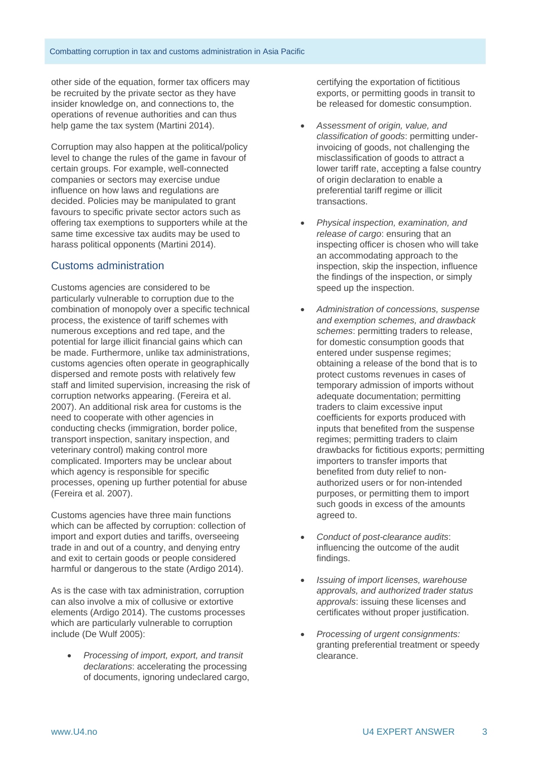other side of the equation, former tax officers may be recruited by the private sector as they have insider knowledge on, and connections to, the operations of revenue authorities and can thus help game the tax system (Martini 2014).

Corruption may also happen at the political/policy level to change the rules of the game in favour of certain groups. For example, well-connected companies or sectors may exercise undue influence on how laws and regulations are decided. Policies may be manipulated to grant favours to specific private sector actors such as offering tax exemptions to supporters while at the same time excessive tax audits may be used to harass political opponents (Martini 2014).

## Customs administration

Customs agencies are considered to be particularly vulnerable to corruption due to the combination of monopoly over a specific technical process, the existence of tariff schemes with numerous exceptions and red tape, and the potential for large illicit financial gains which can be made. Furthermore, unlike tax administrations, customs agencies often operate in geographically dispersed and remote posts with relatively few staff and limited supervision, increasing the risk of corruption networks appearing. (Fereira et al. 2007). An additional risk area for customs is the need to cooperate with other agencies in conducting checks (immigration, border police, transport inspection, sanitary inspection, and veterinary control) making control more complicated. Importers may be unclear about which agency is responsible for specific processes, opening up further potential for abuse (Fereira et al. 2007).

Customs agencies have three main functions which can be affected by corruption: collection of import and export duties and tariffs, overseeing trade in and out of a country, and denying entry and exit to certain goods or people considered harmful or dangerous to the state (Ardigo 2014).

As is the case with tax administration, corruption can also involve a mix of collusive or extortive elements (Ardigo 2014). The customs processes which are particularly vulnerable to corruption include (De Wulf 2005):

- *Processing of import, export, and transit declarations*: accelerating the processing of documents, ignoring undeclared cargo, certifying the exportation of fictitious exports, or permitting goods in transit to be released for domestic consumption.
- *Assessment of origin, value, and classification of goods*: permitting under-invoicing of goods, not challenging the misclassification of goods to attract a lower tariff rate, accepting a false country of origin declaration to enable a preferential tariff regime or illicit transactions.
- *Physical inspection, examination, and release of cargo*: ensuring that an inspecting officer is chosen who will take an accommodating approach to the inspection, skip the inspection, influence the findings of the inspection, or simply speed up the inspection.
- *Administration of concessions, suspense and exemption schemes, and drawback schemes*: permitting traders to release, for domestic consumption goods that entered under suspense regimes; obtaining a release of the bond that is to protect customs revenues in cases of temporary admission of imports without adequate documentation; permitting traders to claim excessive input coefficients for exports produced with inputs that benefited from the suspense regimes; permitting traders to claim drawbacks for fictitious exports; permitting importers to transfer imports that benefited from duty relief to non-authorized users or for non-intended purposes, or permitting them to import such goods in excess of the amounts agreed to.
- *Conduct of post-clearance audits*: influencing the outcome of the audit findings.
- *Issuing of import licenses, warehouse approvals, and authorized trader status approvals*: issuing these licenses and certificates without proper justification.
- *Processing of urgent consignments:* granting preferential treatment or speedy clearance.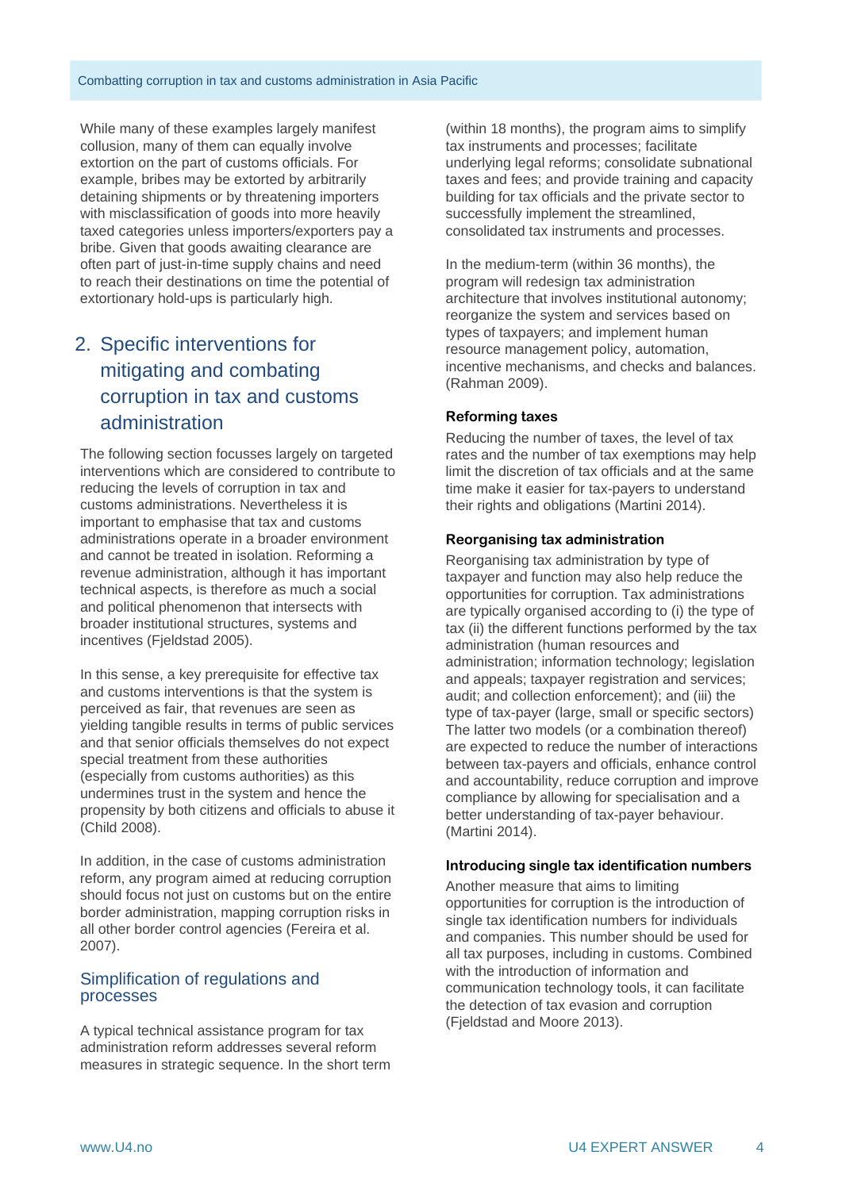While many of these examples largely manifest collusion, many of them can equally involve extortion on the part of customs officials. For example, bribes may be extorted by arbitrarily detaining shipments or by threatening importers with misclassification of goods into more heavily taxed categories unless importers/exporters pay a bribe. Given that goods awaiting clearance are often part of just-in-time supply chains and need to reach their destinations on time the potential of extortionary hold-ups is particularly high.

# 2. Specific interventions for mitigating and combating corruption in tax and customs administration

The following section focusses largely on targeted interventions which are considered to contribute to reducing the levels of corruption in tax and customs administrations. Nevertheless it is important to emphasise that tax and customs administrations operate in a broader environment and cannot be treated in isolation. Reforming a revenue administration, although it has important technical aspects, is therefore as much a social and political phenomenon that intersects with broader institutional structures, systems and incentives (Fjeldstad 2005).

In this sense, a key prerequisite for effective tax and customs interventions is that the system is perceived as fair, that revenues are seen as yielding tangible results in terms of public services and that senior officials themselves do not expect special treatment from these authorities (especially from customs authorities) as this undermines trust in the system and hence the propensity by both citizens and officials to abuse it (Child 2008).

In addition, in the case of customs administration reform, any program aimed at reducing corruption should focus not just on customs but on the entire border administration, mapping corruption risks in all other border control agencies (Fereira et al. 2007).

## Simplification of regulations and processes

A typical technical assistance program for tax administration reform addresses several reform measures in strategic sequence. In the short term (within 18 months), the program aims to simplify tax instruments and processes; facilitate underlying legal reforms; consolidate subnational taxes and fees; and provide training and capacity building for tax officials and the private sector to successfully implement the streamlined, consolidated tax instruments and processes.

In the medium-term (within 36 months), the program will redesign tax administration architecture that involves institutional autonomy; reorganize the system and services based on types of taxpayers; and implement human resource management policy, automation, incentive mechanisms, and checks and balances. (Rahman 2009).

### Reforming taxes

Reducing the number of taxes, the level of tax rates and the number of tax exemptions may help limit the discretion of tax officials and at the same time make it easier for tax-payers to understand their rights and obligations (Martini 2014).

### Reorganising tax administration

Reorganising tax administration by type of taxpayer and function may also help reduce the opportunities for corruption. Tax administrations are typically organised according to (i) the type of tax (ii) the different functions performed by the tax administration (human resources and administration; information technology; legislation and appeals; taxpayer registration and services; audit; and collection enforcement); and (iii) the type of tax-payer (large, small or specific sectors) The latter two models (or a combination thereof) are expected to reduce the number of interactions between tax-payers and officials, enhance control and accountability, reduce corruption and improve compliance by allowing for specialisation and a better understanding of tax-payer behaviour. (Martini 2014).

### Introducing single tax identification numbers

Another measure that aims to limiting opportunities for corruption is the introduction of single tax identification numbers for individuals and companies. This number should be used for all tax purposes, including in customs. Combined with the introduction of information and communication technology tools, it can facilitate the detection of tax evasion and corruption (Fjeldstad and Moore 2013).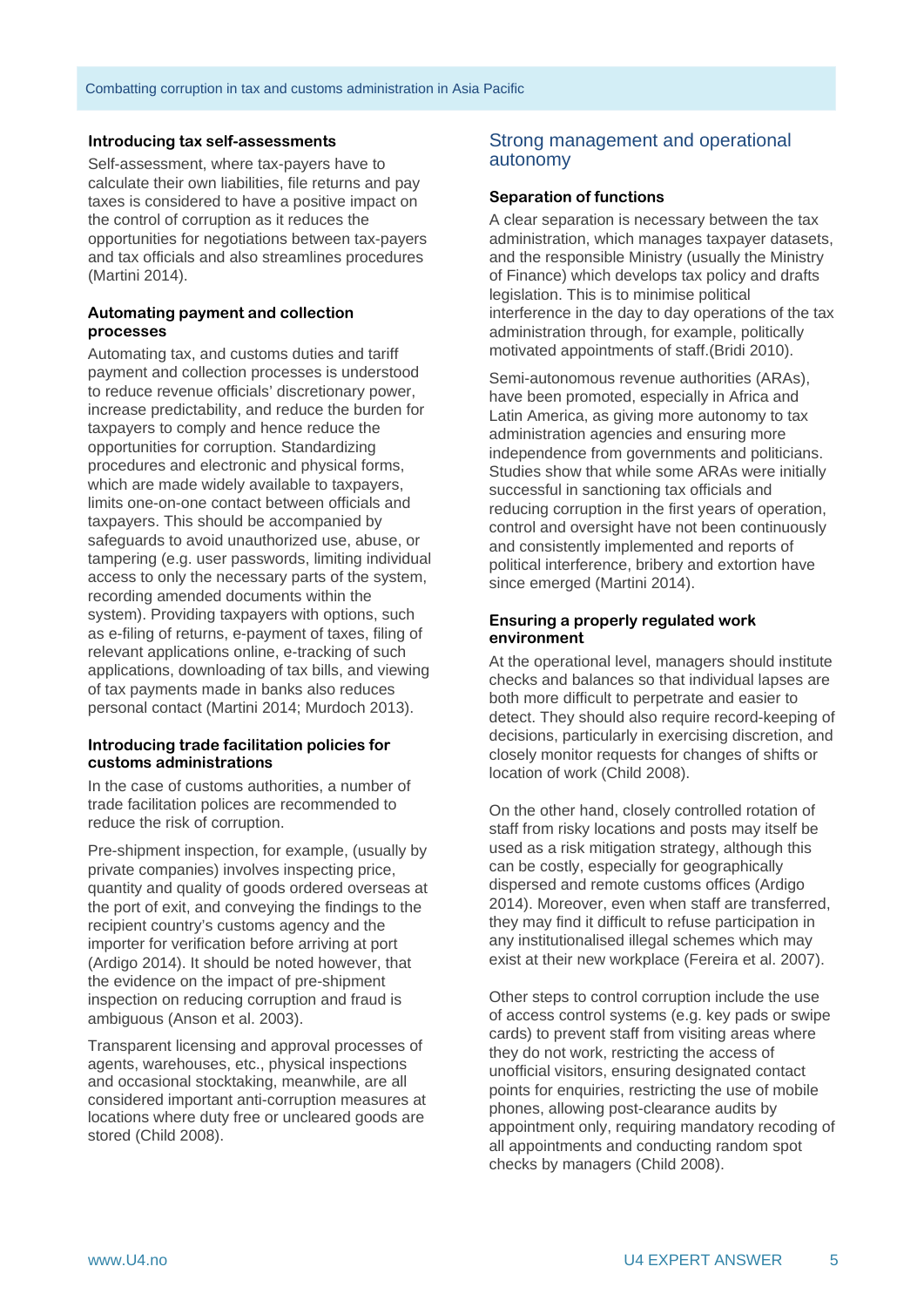### Introducing tax self-assessments

Self-assessment, where tax-payers have to calculate their own liabilities, file returns and pay taxes is considered to have a positive impact on the control of corruption as it reduces the opportunities for negotiations between tax-payers and tax officials and also streamlines procedures (Martini 2014).

### Automating payment and collection processes

Automating tax, and customs duties and tariff payment and collection processes is understood to reduce revenue officials' discretionary power, increase predictability, and reduce the burden for taxpayers to comply and hence reduce the opportunities for corruption. Standardizing procedures and electronic and physical forms, which are made widely available to taxpayers, limits one-on-one contact between officials and taxpayers. This should be accompanied by safeguards to avoid unauthorized use, abuse, or tampering (e.g. user passwords, limiting individual access to only the necessary parts of the system, recording amended documents within the system). Providing taxpayers with options, such as e-filing of returns, e-payment of taxes, filing of relevant applications online, e-tracking of such applications, downloading of tax bills, and viewing of tax payments made in banks also reduces personal contact (Martini 2014; Murdoch 2013).

### Introducing trade facilitation policies for customs administrations

In the case of customs authorities, a number of trade facilitation polices are recommended to reduce the risk of corruption.

Pre-shipment inspection, for example, (usually by private companies) involves inspecting price, quantity and quality of goods ordered overseas at the port of exit, and conveying the findings to the recipient country's customs agency and the importer for verification before arriving at port (Ardigo 2014). It should be noted however, that the evidence on the impact of pre-shipment inspection on reducing corruption and fraud is ambiguous (Anson et al. 2003).

Transparent licensing and approval processes of agents, warehouses, etc., physical inspections and occasional stocktaking, meanwhile, are all considered important anti-corruption measures at locations where duty free or uncleared goods are stored (Child 2008).

## Strong management and operational autonomy

### Separation of functions

A clear separation is necessary between the tax administration, which manages taxpayer datasets, and the responsible Ministry (usually the Ministry of Finance) which develops tax policy and drafts legislation. This is to minimise political interference in the day to day operations of the tax administration through, for example, politically motivated appointments of staff.(Bridi 2010).

Semi-autonomous revenue authorities (ARAs), have been promoted, especially in Africa and Latin America, as giving more autonomy to tax administration agencies and ensuring more independence from governments and politicians. Studies show that while some ARAs were initially successful in sanctioning tax officials and reducing corruption in the first years of operation, control and oversight have not been continuously and consistently implemented and reports of political interference, bribery and extortion have since emerged (Martini 2014).

### Ensuring a properly regulated work environment

At the operational level, managers should institute checks and balances so that individual lapses are both more difficult to perpetrate and easier to detect. They should also require record-keeping of decisions, particularly in exercising discretion, and closely monitor requests for changes of shifts or location of work (Child 2008).

On the other hand, closely controlled rotation of staff from risky locations and posts may itself be used as a risk mitigation strategy, although this can be costly, especially for geographically dispersed and remote customs offices (Ardigo 2014). Moreover, even when staff are transferred, they may find it difficult to refuse participation in any institutionalised illegal schemes which may exist at their new workplace (Fereira et al. 2007).

Other steps to control corruption include the use of access control systems (e.g. key pads or swipe cards) to prevent staff from visiting areas where they do not work, restricting the access of unofficial visitors, ensuring designated contact points for enquiries, restricting the use of mobile phones, allowing post-clearance audits by appointment only, requiring mandatory recoding of all appointments and conducting random spot checks by managers (Child 2008).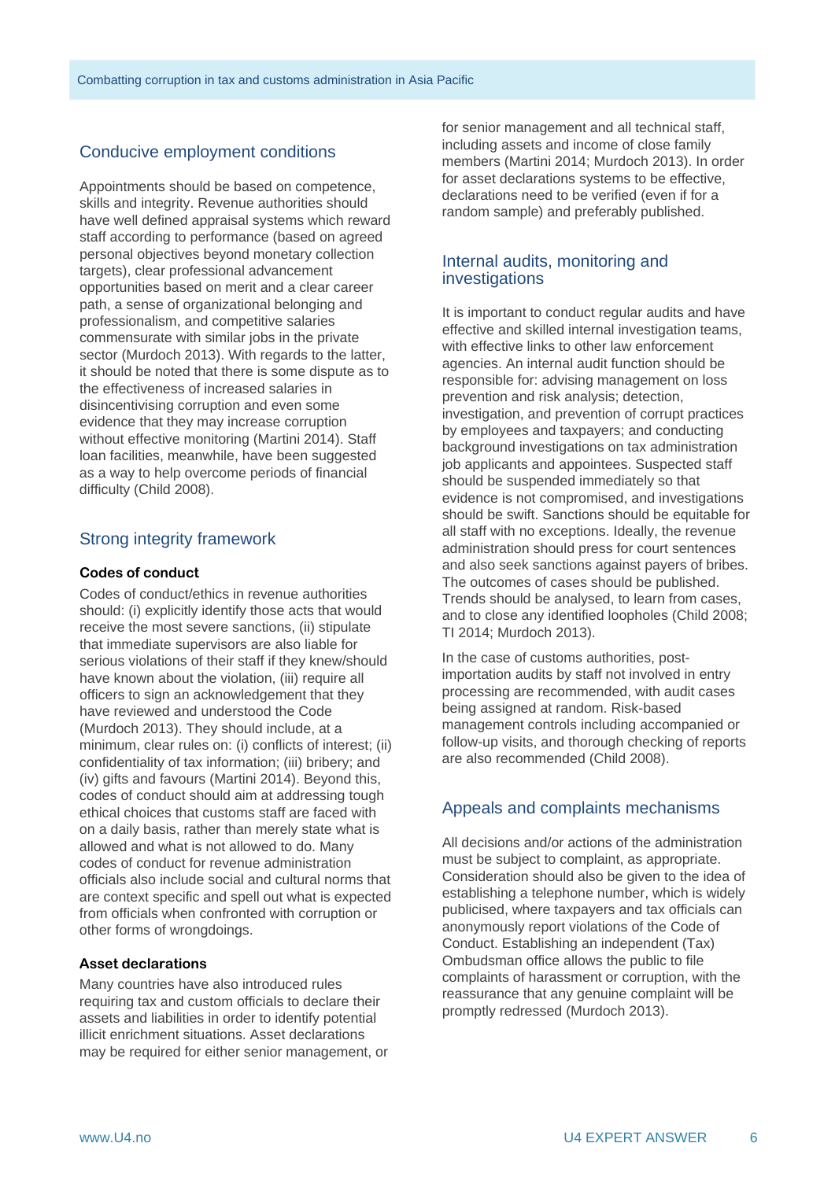## Conducive employment conditions

Appointments should be based on competence, skills and integrity. Revenue authorities should have well defined appraisal systems which reward staff according to performance (based on agreed personal objectives beyond monetary collection targets), clear professional advancement opportunities based on merit and a clear career path, a sense of organizational belonging and professionalism, and competitive salaries commensurate with similar jobs in the private sector (Murdoch 2013). With regards to the latter, it should be noted that there is some dispute as to the effectiveness of increased salaries in disincentivising corruption and even some evidence that they may increase corruption without effective monitoring (Martini 2014). Staff loan facilities, meanwhile, have been suggested as a way to help overcome periods of financial difficulty (Child 2008).

## Strong integrity framework

### Codes of conduct

Codes of conduct/ethics in revenue authorities should: (i) explicitly identify those acts that would receive the most severe sanctions, (ii) stipulate that immediate supervisors are also liable for serious violations of their staff if they knew/should have known about the violation, (iii) require all officers to sign an acknowledgement that they have reviewed and understood the Code (Murdoch 2013). They should include, at a minimum, clear rules on: (i) conflicts of interest; (ii) confidentiality of tax information; (iii) bribery; and (iv) gifts and favours (Martini 2014). Beyond this, codes of conduct should aim at addressing tough ethical choices that customs staff are faced with on a daily basis, rather than merely state what is allowed and what is not allowed to do. Many codes of conduct for revenue administration officials also include social and cultural norms that are context specific and spell out what is expected from officials when confronted with corruption or other forms of wrongdoings.

### Asset declarations

Many countries have also introduced rules requiring tax and custom officials to declare their assets and liabilities in order to identify potential illicit enrichment situations. Asset declarations may be required for either senior management, or for senior management and all technical staff, including assets and income of close family members (Martini 2014; Murdoch 2013). In order for asset declarations systems to be effective, declarations need to be verified (even if for a random sample) and preferably published.

## Internal audits, monitoring and investigations

It is important to conduct regular audits and have effective and skilled internal investigation teams, with effective links to other law enforcement agencies. An internal audit function should be responsible for: advising management on loss prevention and risk analysis; detection, investigation, and prevention of corrupt practices by employees and taxpayers; and conducting background investigations on tax administration job applicants and appointees. Suspected staff should be suspended immediately so that evidence is not compromised, and investigations should be swift. Sanctions should be equitable for all staff with no exceptions. Ideally, the revenue administration should press for court sentences and also seek sanctions against payers of bribes. The outcomes of cases should be published. Trends should be analysed, to learn from cases, and to close any identified loopholes (Child 2008; TI 2014; Murdoch 2013).

In the case of customs authorities, post-importation audits by staff not involved in entry processing are recommended, with audit cases being assigned at random. Risk-based management controls including accompanied or follow-up visits, and thorough checking of reports are also recommended (Child 2008).

## Appeals and complaints mechanisms

All decisions and/or actions of the administration must be subject to complaint, as appropriate. Consideration should also be given to the idea of establishing a telephone number, which is widely publicised, where taxpayers and tax officials can anonymously report violations of the Code of Conduct. Establishing an independent (Tax) Ombudsman office allows the public to file complaints of harassment or corruption, with the reassurance that any genuine complaint will be promptly redressed (Murdoch 2013).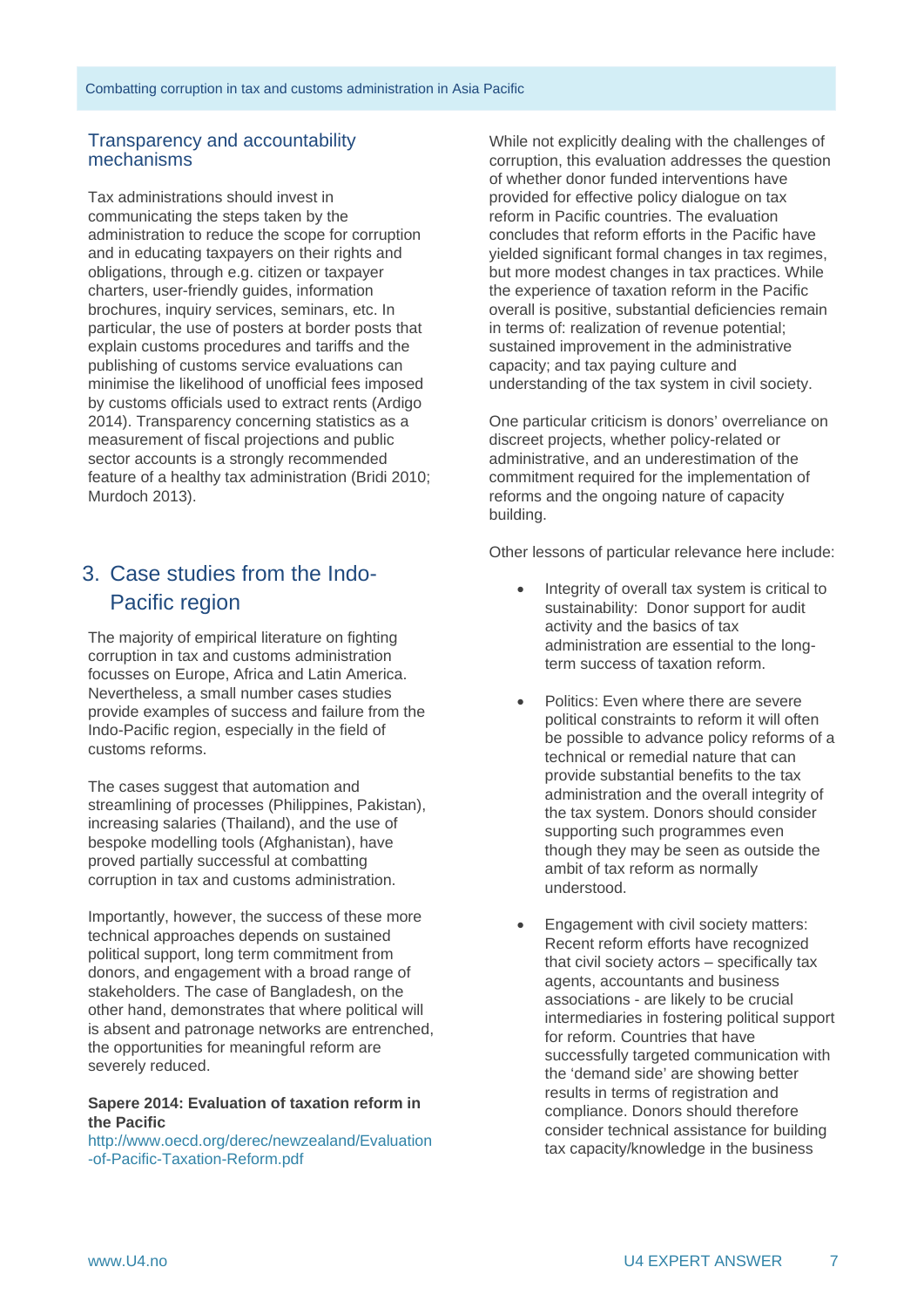## Transparency and accountability mechanisms

Tax administrations should invest in communicating the steps taken by the administration to reduce the scope for corruption and in educating taxpayers on their rights and obligations, through e.g. citizen or taxpayer charters, user-friendly guides, information brochures, inquiry services, seminars, etc. In particular, the use of posters at border posts that explain customs procedures and tariffs and the publishing of customs service evaluations can minimise the likelihood of unofficial fees imposed by customs officials used to extract rents (Ardigo 2014). Transparency concerning statistics as a measurement of fiscal projections and public sector accounts is a strongly recommended feature of a healthy tax administration (Bridi 2010; Murdoch 2013).

# 3. Case studies from the Indo-Pacific region

The majority of empirical literature on fighting corruption in tax and customs administration focusses on Europe, Africa and Latin America. Nevertheless, a small number cases studies provide examples of success and failure from the Indo-Pacific region, especially in the field of customs reforms.

The cases suggest that automation and streamlining of processes (Philippines, Pakistan), increasing salaries (Thailand), and the use of bespoke modelling tools (Afghanistan), have proved partially successful at combatting corruption in tax and customs administration.

Importantly, however, the success of these more technical approaches depends on sustained political support, long term commitment from donors, and engagement with a broad range of stakeholders. The case of Bangladesh, on the other hand, demonstrates that where political will is absent and patronage networks are entrenched, the opportunities for meaningful reform are severely reduced.

**Sapere 2014: Evaluation of taxation reform in the Pacific**
http://www.oecd.org/derec/newzealand/Evaluation-of-Pacific-Taxation-Reform.pdf

While not explicitly dealing with the challenges of corruption, this evaluation addresses the question of whether donor funded interventions have provided for effective policy dialogue on tax reform in Pacific countries. The evaluation concludes that reform efforts in the Pacific have yielded significant formal changes in tax regimes, but more modest changes in tax practices. While the experience of taxation reform in the Pacific overall is positive, substantial deficiencies remain in terms of: realization of revenue potential; sustained improvement in the administrative capacity; and tax paying culture and understanding of the tax system in civil society.

One particular criticism is donors' overreliance on discreet projects, whether policy-related or administrative, and an underestimation of the commitment required for the implementation of reforms and the ongoing nature of capacity building.

Other lessons of particular relevance here include:

- Integrity of overall tax system is critical to sustainability: Donor support for audit activity and the basics of tax administration are essential to the long-term success of taxation reform.

- Politics: Even where there are severe political constraints to reform it will often be possible to advance policy reforms of a technical or remedial nature that can provide substantial benefits to the tax administration and the overall integrity of the tax system. Donors should consider supporting such programmes even though they may be seen as outside the ambit of tax reform as normally understood.

- Engagement with civil society matters: Recent reform efforts have recognized that civil society actors – specifically tax agents, accountants and business associations - are likely to be crucial intermediaries in fostering political support for reform. Countries that have successfully targeted communication with the 'demand side' are showing better results in terms of registration and compliance. Donors should therefore consider technical assistance for building tax capacity/knowledge in the business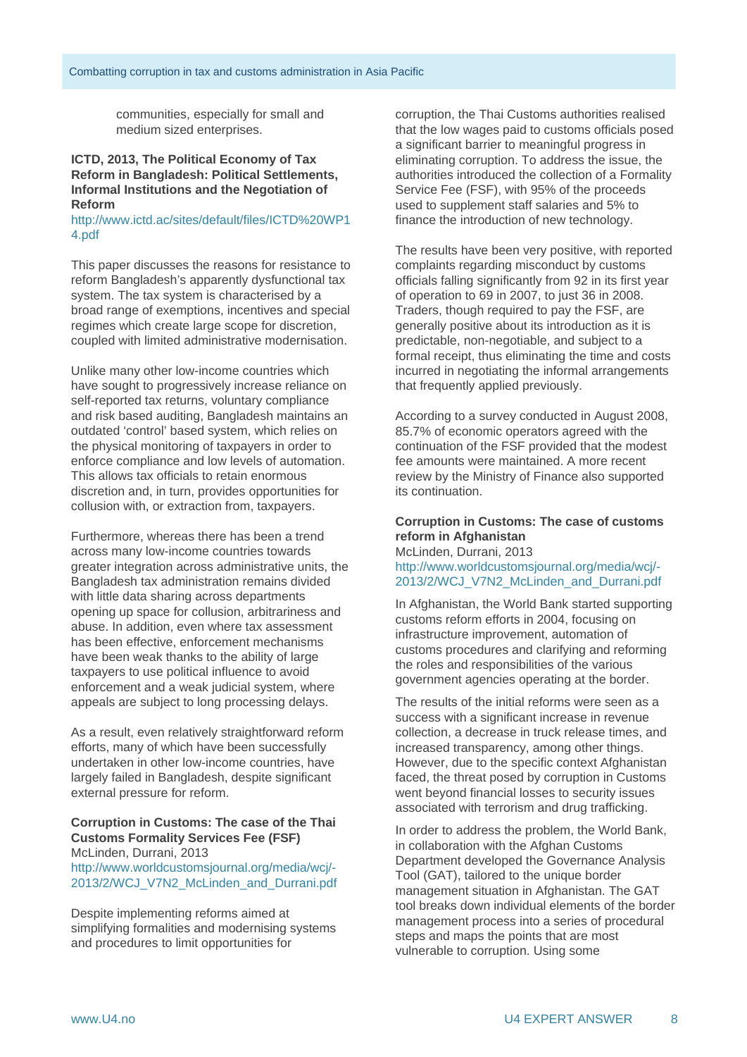communities, especially for small and medium sized enterprises.

**ICTD, 2013, The Political Economy of Tax Reform in Bangladesh: Political Settlements, Informal Institutions and the Negotiation of Reform**

http://www.ictd.ac/sites/default/files/ICTD%20WP14.pdf

This paper discusses the reasons for resistance to reform Bangladesh's apparently dysfunctional tax system. The tax system is characterised by a broad range of exemptions, incentives and special regimes which create large scope for discretion, coupled with limited administrative modernisation.

Unlike many other low-income countries which have sought to progressively increase reliance on self-reported tax returns, voluntary compliance and risk based auditing, Bangladesh maintains an outdated 'control' based system, which relies on the physical monitoring of taxpayers in order to enforce compliance and low levels of automation. This allows tax officials to retain enormous discretion and, in turn, provides opportunities for collusion with, or extraction from, taxpayers.

Furthermore, whereas there has been a trend across many low-income countries towards greater integration across administrative units, the Bangladesh tax administration remains divided with little data sharing across departments opening up space for collusion, arbitrariness and abuse. In addition, even where tax assessment has been effective, enforcement mechanisms have been weak thanks to the ability of large taxpayers to use political influence to avoid enforcement and a weak judicial system, where appeals are subject to long processing delays.

As a result, even relatively straightforward reform efforts, many of which have been successfully undertaken in other low-income countries, have largely failed in Bangladesh, despite significant external pressure for reform.

**Corruption in Customs: The case of the Thai Customs Formality Services Fee (FSF)**

McLinden, Durrani, 2013

http://www.worldcustomsjournal.org/media/wcj/-2013/2/WCJ_V7N2_McLinden_and_Durrani.pdf

Despite implementing reforms aimed at simplifying formalities and modernising systems and procedures to limit opportunities for corruption, the Thai Customs authorities realised that the low wages paid to customs officials posed a significant barrier to meaningful progress in eliminating corruption. To address the issue, the authorities introduced the collection of a Formality Service Fee (FSF), with 95% of the proceeds used to supplement staff salaries and 5% to finance the introduction of new technology.

The results have been very positive, with reported complaints regarding misconduct by customs officials falling significantly from 92 in its first year of operation to 69 in 2007, to just 36 in 2008. Traders, though required to pay the FSF, are generally positive about its introduction as it is predictable, non-negotiable, and subject to a formal receipt, thus eliminating the time and costs incurred in negotiating the informal arrangements that frequently applied previously.

According to a survey conducted in August 2008, 85.7% of economic operators agreed with the continuation of the FSF provided that the modest fee amounts were maintained. A more recent review by the Ministry of Finance also supported its continuation.

**Corruption in Customs: The case of customs reform in Afghanistan**

McLinden, Durrani, 2013

http://www.worldcustomsjournal.org/media/wcj/-2013/2/WCJ_V7N2_McLinden_and_Durrani.pdf

In Afghanistan, the World Bank started supporting customs reform efforts in 2004, focusing on infrastructure improvement, automation of customs procedures and clarifying and reforming the roles and responsibilities of the various government agencies operating at the border.

The results of the initial reforms were seen as a success with a significant increase in revenue collection, a decrease in truck release times, and increased transparency, among other things. However, due to the specific context Afghanistan faced, the threat posed by corruption in Customs went beyond financial losses to security issues associated with terrorism and drug trafficking.

In order to address the problem, the World Bank, in collaboration with the Afghan Customs Department developed the Governance Analysis Tool (GAT), tailored to the unique border management situation in Afghanistan. The GAT tool breaks down individual elements of the border management process into a series of procedural steps and maps the points that are most vulnerable to corruption. Using some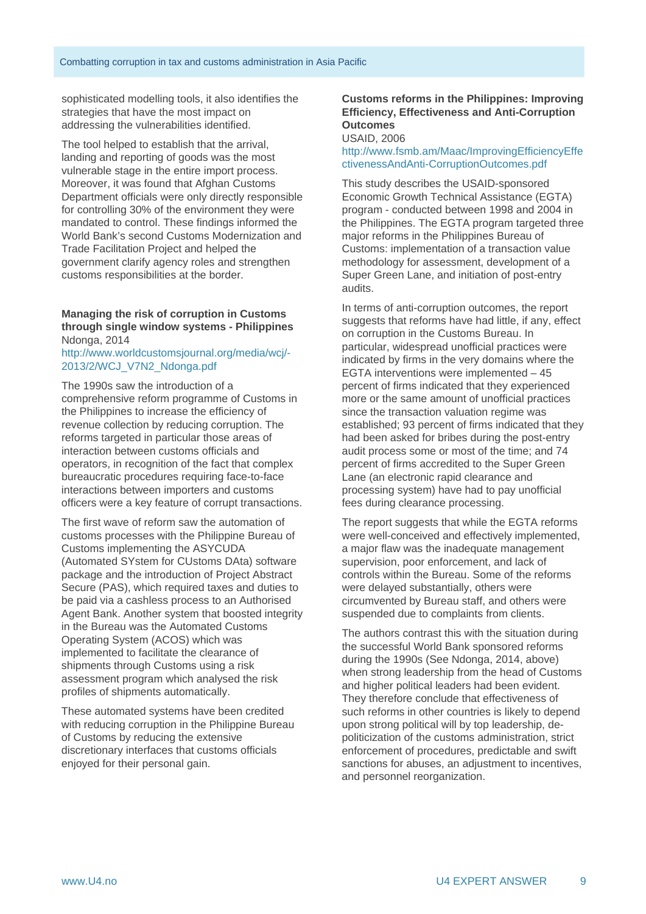sophisticated modelling tools, it also identifies the strategies that have the most impact on addressing the vulnerabilities identified.

The tool helped to establish that the arrival, landing and reporting of goods was the most vulnerable stage in the entire import process. Moreover, it was found that Afghan Customs Department officials were only directly responsible for controlling 30% of the environment they were mandated to control. These findings informed the World Bank's second Customs Modernization and Trade Facilitation Project and helped the government clarify agency roles and strengthen customs responsibilities at the border.

**Managing the risk of corruption in Customs through single window systems - Philippines**
Ndonga, 2014
http://www.worldcustomsjournal.org/media/wcj/-2013/2/WCJ_V7N2_Ndonga.pdf

The 1990s saw the introduction of a comprehensive reform programme of Customs in the Philippines to increase the efficiency of revenue collection by reducing corruption. The reforms targeted in particular those areas of interaction between customs officials and operators, in recognition of the fact that complex bureaucratic procedures requiring face-to-face interactions between importers and customs officers were a key feature of corrupt transactions.

The first wave of reform saw the automation of customs processes with the Philippine Bureau of Customs implementing the ASYCUDA (Automated SYstem for CUstoms DAta) software package and the introduction of Project Abstract Secure (PAS), which required taxes and duties to be paid via a cashless process to an Authorised Agent Bank. Another system that boosted integrity in the Bureau was the Automated Customs Operating System (ACOS) which was implemented to facilitate the clearance of shipments through Customs using a risk assessment program which analysed the risk profiles of shipments automatically.

These automated systems have been credited with reducing corruption in the Philippine Bureau of Customs by reducing the extensive discretionary interfaces that customs officials enjoyed for their personal gain.

**Customs reforms in the Philippines: Improving Efficiency, Effectiveness and Anti-Corruption Outcomes**
USAID, 2006
http://www.fsmb.am/Maac/ImprovingEfficiencyEffectivenessAndAnti-CorruptionOutcomes.pdf

This study describes the USAID-sponsored Economic Growth Technical Assistance (EGTA) program - conducted between 1998 and 2004 in the Philippines. The EGTA program targeted three major reforms in the Philippines Bureau of Customs: implementation of a transaction value methodology for assessment, development of a Super Green Lane, and initiation of post-entry audits.

In terms of anti-corruption outcomes, the report suggests that reforms have had little, if any, effect on corruption in the Customs Bureau. In particular, widespread unofficial practices were indicated by firms in the very domains where the EGTA interventions were implemented – 45 percent of firms indicated that they experienced more or the same amount of unofficial practices since the transaction valuation regime was established; 93 percent of firms indicated that they had been asked for bribes during the post-entry audit process some or most of the time; and 74 percent of firms accredited to the Super Green Lane (an electronic rapid clearance and processing system) have had to pay unofficial fees during clearance processing.

The report suggests that while the EGTA reforms were well-conceived and effectively implemented, a major flaw was the inadequate management supervision, poor enforcement, and lack of controls within the Bureau. Some of the reforms were delayed substantially, others were circumvented by Bureau staff, and others were suspended due to complaints from clients.

The authors contrast this with the situation during the successful World Bank sponsored reforms during the 1990s (See Ndonga, 2014, above) when strong leadership from the head of Customs and higher political leaders had been evident. They therefore conclude that effectiveness of such reforms in other countries is likely to depend upon strong political will by top leadership, de-politicization of the customs administration, strict enforcement of procedures, predictable and swift sanctions for abuses, an adjustment to incentives, and personnel reorganization.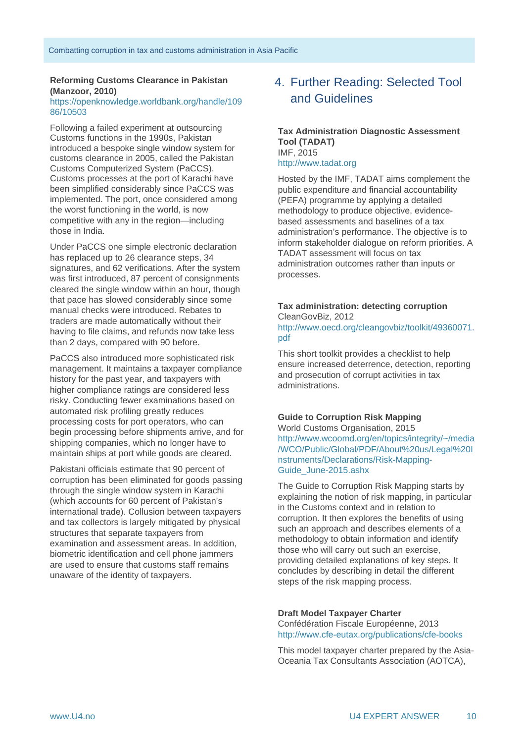**Reforming Customs Clearance in Pakistan (Manzoor, 2010)**
https://openknowledge.worldbank.org/handle/10986/10503

Following a failed experiment at outsourcing Customs functions in the 1990s, Pakistan introduced a bespoke single window system for customs clearance in 2005, called the Pakistan Customs Computerized System (PaCCS). Customs processes at the port of Karachi have been simplified considerably since PaCCS was implemented. The port, once considered among the worst functioning in the world, is now competitive with any in the region—including those in India.

Under PaCCS one simple electronic declaration has replaced up to 26 clearance steps, 34 signatures, and 62 verifications. After the system was first introduced, 87 percent of consignments cleared the single window within an hour, though that pace has slowed considerably since some manual checks were introduced. Rebates to traders are made automatically without their having to file claims, and refunds now take less than 2 days, compared with 90 before.

PaCCS also introduced more sophisticated risk management. It maintains a taxpayer compliance history for the past year, and taxpayers with higher compliance ratings are considered less risky. Conducting fewer examinations based on automated risk profiling greatly reduces processing costs for port operators, who can begin processing before shipments arrive, and for shipping companies, which no longer have to maintain ships at port while goods are cleared.

Pakistani officials estimate that 90 percent of corruption has been eliminated for goods passing through the single window system in Karachi (which accounts for 60 percent of Pakistan's international trade). Collusion between taxpayers and tax collectors is largely mitigated by physical structures that separate taxpayers from examination and assessment areas. In addition, biometric identification and cell phone jammers are used to ensure that customs staff remains unaware of the identity of taxpayers.

## 4. Further Reading: Selected Tool and Guidelines

**Tax Administration Diagnostic Assessment Tool (TADAT)**
IMF, 2015
http://www.tadat.org

Hosted by the IMF, TADAT aims complement the public expenditure and financial accountability (PEFA) programme by applying a detailed methodology to produce objective, evidence-based assessments and baselines of a tax administration's performance. The objective is to inform stakeholder dialogue on reform priorities. A TADAT assessment will focus on tax administration outcomes rather than inputs or processes.

**Tax administration: detecting corruption**
CleanGovBiz, 2012
http://www.oecd.org/cleangovbiz/toolkit/49360071.pdf

This short toolkit provides a checklist to help ensure increased deterrence, detection, reporting and prosecution of corrupt activities in tax administrations.

**Guide to Corruption Risk Mapping**
World Customs Organisation, 2015
http://www.wcoomd.org/en/topics/integrity/~/media/WCO/Public/Global/PDF/About%20us/Legal%20Instruments/Declarations/Risk-Mapping-Guide_June-2015.ashx

The Guide to Corruption Risk Mapping starts by explaining the notion of risk mapping, in particular in the Customs context and in relation to corruption. It then explores the benefits of using such an approach and describes elements of a methodology to obtain information and identify those who will carry out such an exercise, providing detailed explanations of key steps. It concludes by describing in detail the different steps of the risk mapping process.

**Draft Model Taxpayer Charter**
Confédération Fiscale Européenne, 2013
http://www.cfe-eutax.org/publications/cfe-books

This model taxpayer charter prepared by the Asia-Oceania Tax Consultants Association (AOTCA),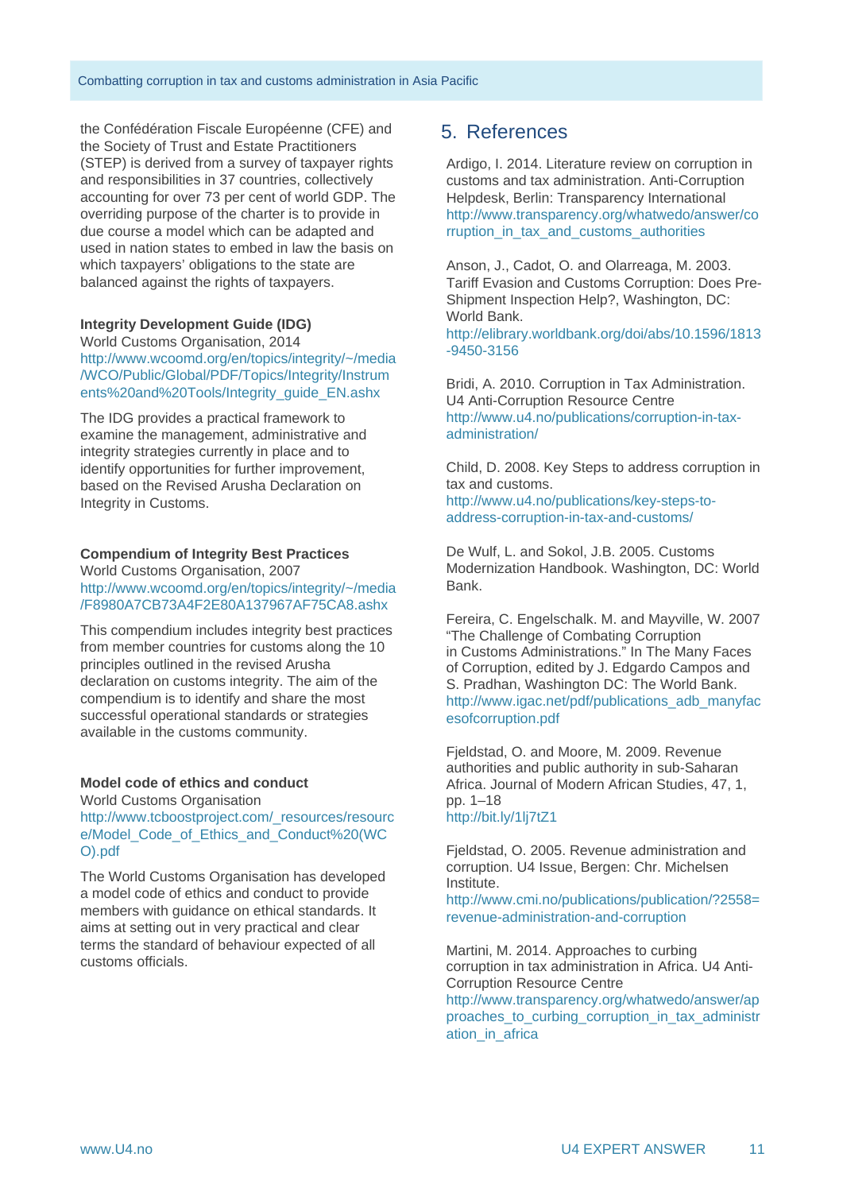the Confédération Fiscale Européenne (CFE) and the Society of Trust and Estate Practitioners (STEP) is derived from a survey of taxpayer rights and responsibilities in 37 countries, collectively accounting for over 73 per cent of world GDP. The overriding purpose of the charter is to provide in due course a model which can be adapted and used in nation states to embed in law the basis on which taxpayers' obligations to the state are balanced against the rights of taxpayers.

**Integrity Development Guide (IDG)**
World Customs Organisation, 2014
http://www.wcoomd.org/en/topics/integrity/~/media/WCO/Public/Global/PDF/Topics/Integrity/Instruments%20and%20Tools/Integrity_guide_EN.ashx

The IDG provides a practical framework to examine the management, administrative and integrity strategies currently in place and to identify opportunities for further improvement, based on the Revised Arusha Declaration on Integrity in Customs.

**Compendium of Integrity Best Practices**
World Customs Organisation, 2007
http://www.wcoomd.org/en/topics/integrity/~/media/F8980A7CB73A4F2E80A137967AF75CA8.ashx

This compendium includes integrity best practices from member countries for customs along the 10 principles outlined in the revised Arusha declaration on customs integrity. The aim of the compendium is to identify and share the most successful operational standards or strategies available in the customs community.

**Model code of ethics and conduct**
World Customs Organisation
http://www.tcboostproject.com/_resources/resource/Model_Code_of_Ethics_and_Conduct%20(WCO).pdf

The World Customs Organisation has developed a model code of ethics and conduct to provide members with guidance on ethical standards. It aims at setting out in very practical and clear terms the standard of behaviour expected of all customs officials.

## 5. References

Ardigo, I. 2014. Literature review on corruption in customs and tax administration. Anti-Corruption Helpdesk, Berlin: Transparency International
http://www.transparency.org/whatwedo/answer/corruption_in_tax_and_customs_authorities

Anson, J., Cadot, O. and Olarreaga, M. 2003. Tariff Evasion and Customs Corruption: Does Pre-Shipment Inspection Help?, Washington, DC: World Bank.
http://elibrary.worldbank.org/doi/abs/10.1596/1813-9450-3156

Bridi, A. 2010. Corruption in Tax Administration. U4 Anti-Corruption Resource Centre
http://www.u4.no/publications/corruption-in-tax-administration/

Child, D. 2008. Key Steps to address corruption in tax and customs.
http://www.u4.no/publications/key-steps-to-address-corruption-in-tax-and-customs/

De Wulf, L. and Sokol, J.B. 2005. Customs Modernization Handbook. Washington, DC: World Bank.

Fereira, C. Engelschalk. M. and Mayville, W. 2007 "The Challenge of Combating Corruption in Customs Administrations." In The Many Faces of Corruption, edited by J. Edgardo Campos and S. Pradhan, Washington DC: The World Bank.
http://www.igac.net/pdf/publications_adb_manyfacesofcorruption.pdf

Fjeldstad, O. and Moore, M. 2009. Revenue authorities and public authority in sub-Saharan Africa. Journal of Modern African Studies, 47, 1, pp. 1–18
http://bit.ly/1lj7tZ1

Fjeldstad, O. 2005. Revenue administration and corruption. U4 Issue, Bergen: Chr. Michelsen Institute.
http://www.cmi.no/publications/publication/?2558=revenue-administration-and-corruption

Martini, M. 2014. Approaches to curbing corruption in tax administration in Africa. U4 Anti-Corruption Resource Centre
http://www.transparency.org/whatwedo/answer/approaches_to_curbing_corruption_in_tax_administration_in_africa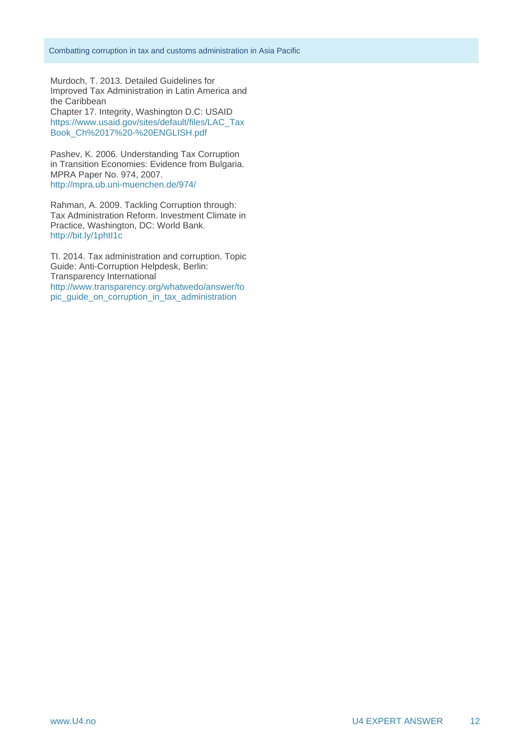Murdoch, T. 2013. Detailed Guidelines for Improved Tax Administration in Latin America and the Caribbean
Chapter 17. Integrity, Washington D.C: USAID
https://www.usaid.gov/sites/default/files/LAC_TaxBook_Ch%2017%20-%20ENGLISH.pdf

Pashev, K. 2006. Understanding Tax Corruption in Transition Economies: Evidence from Bulgaria. MPRA Paper No. 974, 2007.
http://mpra.ub.uni-muenchen.de/974/

Rahman, A. 2009. Tackling Corruption through: Tax Administration Reform. Investment Climate in Practice, Washington, DC: World Bank.
http://bit.ly/1phtI1c

TI. 2014. Tax administration and corruption. Topic Guide: Anti-Corruption Helpdesk, Berlin: Transparency International
http://www.transparency.org/whatwedo/answer/topic_guide_on_corruption_in_tax_administration